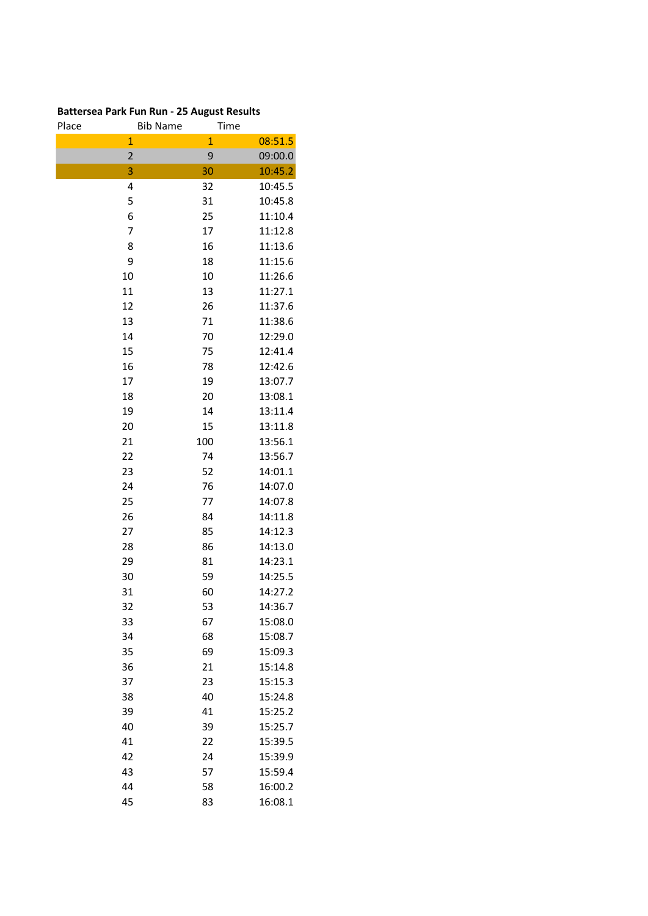**Battersea Park Fun Run - 25 August Results**

| Place | Bib | Name | Time |
|---|---|---|---|
| 1 | 1 | | 08:51.5 |
| 2 | 9 | | 09:00.0 |
| 3 | 30 | | 10:45.2 |
| 4 | 32 | | 10:45.5 |
| 5 | 31 | | 10:45.8 |
| 6 | 25 | | 11:10.4 |
| 7 | 17 | | 11:12.8 |
| 8 | 16 | | 11:13.6 |
| 9 | 18 | | 11:15.6 |
| 10 | 10 | | 11:26.6 |
| 11 | 13 | | 11:27.1 |
| 12 | 26 | | 11:37.6 |
| 13 | 71 | | 11:38.6 |
| 14 | 70 | | 12:29.0 |
| 15 | 75 | | 12:41.4 |
| 16 | 78 | | 12:42.6 |
| 17 | 19 | | 13:07.7 |
| 18 | 20 | | 13:08.1 |
| 19 | 14 | | 13:11.4 |
| 20 | 15 | | 13:11.8 |
| 21 | 100 | | 13:56.1 |
| 22 | 74 | | 13:56.7 |
| 23 | 52 | | 14:01.1 |
| 24 | 76 | | 14:07.0 |
| 25 | 77 | | 14:07.8 |
| 26 | 84 | | 14:11.8 |
| 27 | 85 | | 14:12.3 |
| 28 | 86 | | 14:13.0 |
| 29 | 81 | | 14:23.1 |
| 30 | 59 | | 14:25.5 |
| 31 | 60 | | 14:27.2 |
| 32 | 53 | | 14:36.7 |
| 33 | 67 | | 15:08.0 |
| 34 | 68 | | 15:08.7 |
| 35 | 69 | | 15:09.3 |
| 36 | 21 | | 15:14.8 |
| 37 | 23 | | 15:15.3 |
| 38 | 40 | | 15:24.8 |
| 39 | 41 | | 15:25.2 |
| 40 | 39 | | 15:25.7 |
| 41 | 22 | | 15:39.5 |
| 42 | 24 | | 15:39.9 |
| 43 | 57 | | 15:59.4 |
| 44 | 58 | | 16:00.2 |
| 45 | 83 | | 16:08.1 |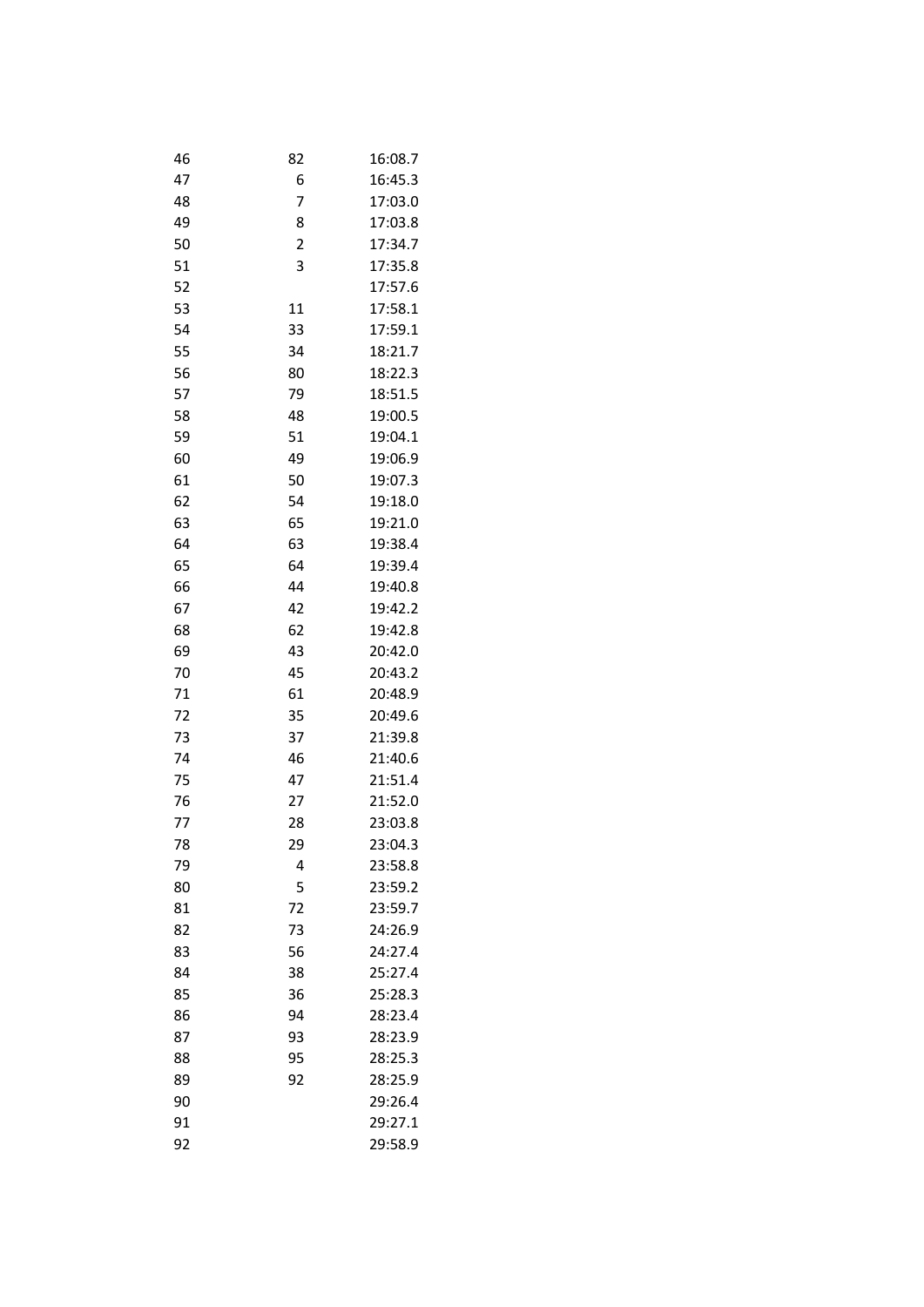| | | |
|---|---|---|
| 46 | 82 | 16:08.7 |
| 47 | 6 | 16:45.3 |
| 48 | 7 | 17:03.0 |
| 49 | 8 | 17:03.8 |
| 50 | 2 | 17:34.7 |
| 51 | 3 | 17:35.8 |
| 52 | | 17:57.6 |
| 53 | 11 | 17:58.1 |
| 54 | 33 | 17:59.1 |
| 55 | 34 | 18:21.7 |
| 56 | 80 | 18:22.3 |
| 57 | 79 | 18:51.5 |
| 58 | 48 | 19:00.5 |
| 59 | 51 | 19:04.1 |
| 60 | 49 | 19:06.9 |
| 61 | 50 | 19:07.3 |
| 62 | 54 | 19:18.0 |
| 63 | 65 | 19:21.0 |
| 64 | 63 | 19:38.4 |
| 65 | 64 | 19:39.4 |
| 66 | 44 | 19:40.8 |
| 67 | 42 | 19:42.2 |
| 68 | 62 | 19:42.8 |
| 69 | 43 | 20:42.0 |
| 70 | 45 | 20:43.2 |
| 71 | 61 | 20:48.9 |
| 72 | 35 | 20:49.6 |
| 73 | 37 | 21:39.8 |
| 74 | 46 | 21:40.6 |
| 75 | 47 | 21:51.4 |
| 76 | 27 | 21:52.0 |
| 77 | 28 | 23:03.8 |
| 78 | 29 | 23:04.3 |
| 79 | 4 | 23:58.8 |
| 80 | 5 | 23:59.2 |
| 81 | 72 | 23:59.7 |
| 82 | 73 | 24:26.9 |
| 83 | 56 | 24:27.4 |
| 84 | 38 | 25:27.4 |
| 85 | 36 | 25:28.3 |
| 86 | 94 | 28:23.4 |
| 87 | 93 | 28:23.9 |
| 88 | 95 | 28:25.3 |
| 89 | 92 | 28:25.9 |
| 90 | | 29:26.4 |
| 91 | | 29:27.1 |
| 92 | | 29:58.9 |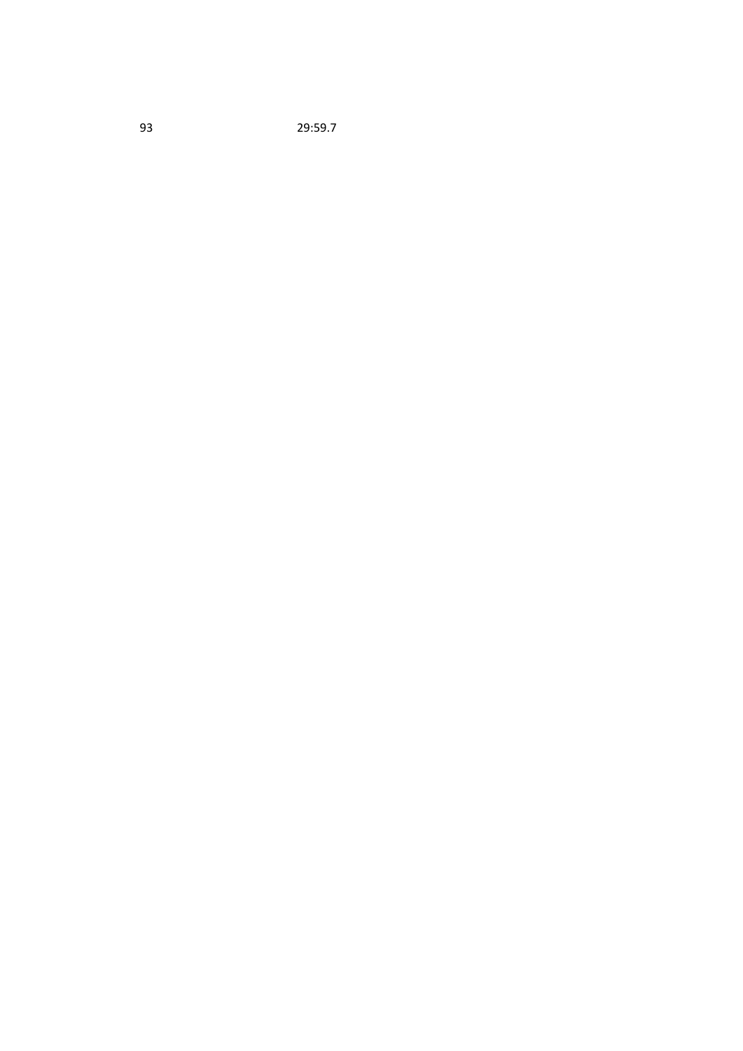| | |
|---|---|
| 93 | 29:59.7 |